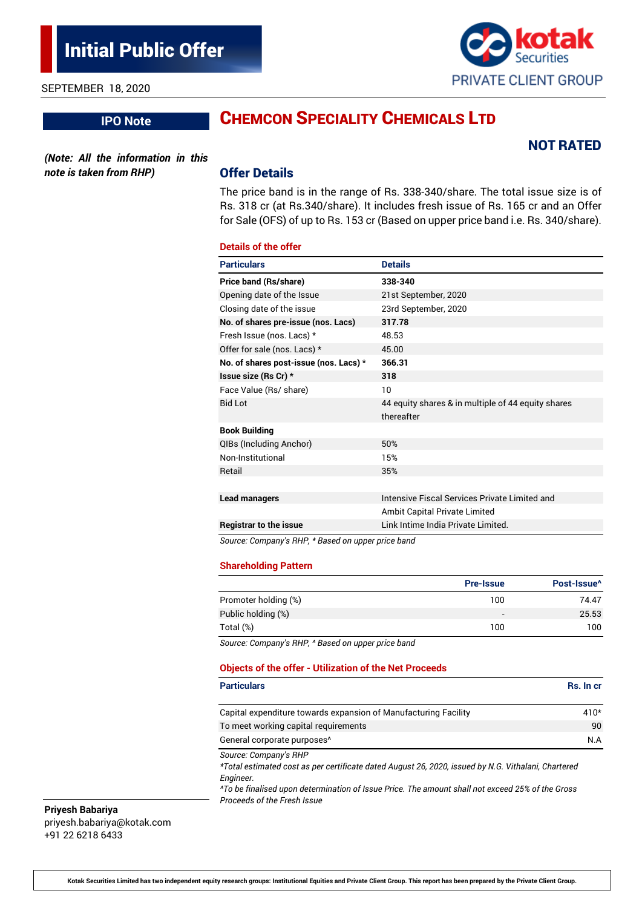# Initial Public Offer

SEPTEMBER 18, 2020

**IPO Note**

*(Note: All the information in this note is taken from RHP)*

# CHEMCON SPECIALITY CHEMICALS LTD

**NOT RATED**

## Offer Details

The price band is in the range of Rs. 338-340/share. The total issue size is of Rs. 318 cr (at Rs.340/share). It includes fresh issue of Rs. 165 cr and an Offer for Sale (OFS) of up to Rs. 153 cr (Based on upper price band i.e. Rs. 340/share).

### Details of the offer

| Particulars | Details |
|---|---|
| **Price band (Rs/share)** | **338-340** |
| Opening date of the Issue | 21st September, 2020 |
| Closing date of the issue | 23rd September, 2020 |
| **No. of shares pre-issue (nos. Lacs)** | **317.78** |
| Fresh Issue (nos. Lacs) * | 48.53 |
| Offer for sale (nos. Lacs) * | 45.00 |
| **No. of shares post-issue (nos. Lacs) *** | **366.31** |
| **Issue size (Rs Cr) *** | **318** |
| Face Value (Rs/ share) | 10 |
| Bid Lot | 44 equity shares & in multiple of 44 equity shares thereafter |
| **Book Building** | |
| QIBs (Including Anchor) | 50% |
| Non-Institutional | 15% |
| Retail | 35% |
| | |
| **Lead managers** | Intensive Fiscal Services Private Limited and Ambit Capital Private Limited |
| **Registrar to the issue** | Link Intime India Private Limited. |

*Source: Company's RHP, * Based on upper price band*

### Shareholding Pattern

| | Pre-Issue | Post-Issue^ |
|---|---|---|
| Promoter holding (%) | 100 | 74.47 |
| Public holding (%) | - | 25.53 |
| Total (%) | 100 | 100 |

*Source: Company's RHP, ^ Based on upper price band*

### Objects of the offer - Utilization of the Net Proceeds

| Particulars | Rs. In cr |
|---|---|
| Capital expenditure towards expansion of Manufacturing Facility | 410* |
| To meet working capital requirements | 90 |
| General corporate purposes^ | N.A |

*Source: Company's RHP*

*\*Total estimated cost as per certificate dated August 26, 2020, issued by N.G. Vithalani, Chartered Engineer.*

*^To be finalised upon determination of Issue Price. The amount shall not exceed 25% of the Gross Proceeds of the Fresh Issue*

**Priyesh Babariya**
priyesh.babariya@kotak.com
+91 22 6218 6433

**Kotak Securities Limited has two independent equity research groups: Institutional Equities and Private Client Group. This report has been prepared by the Private Client Group.**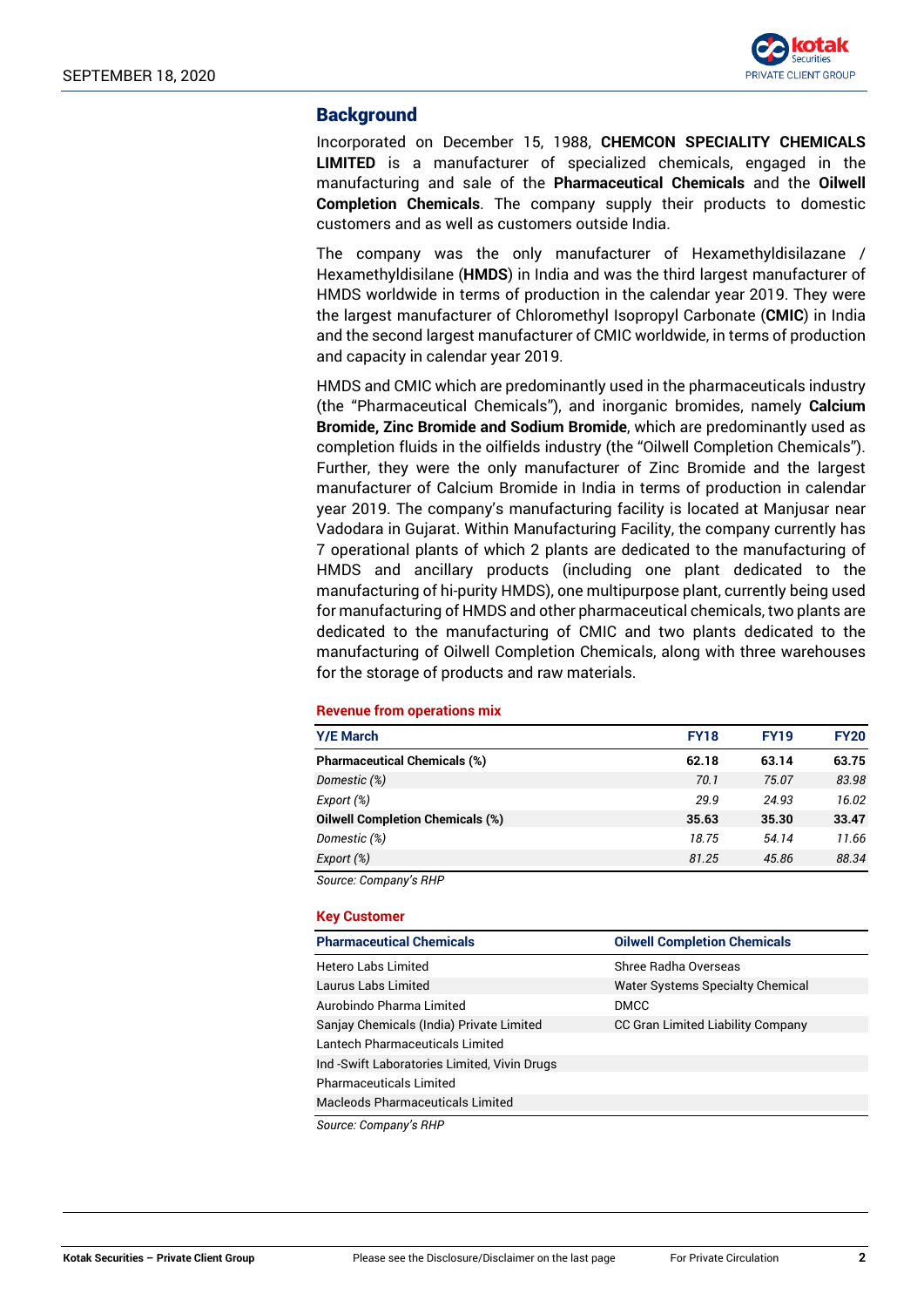## Background

Incorporated on December 15, 1988, **CHEMCON SPECIALITY CHEMICALS LIMITED** is a manufacturer of specialized chemicals, engaged in the manufacturing and sale of the **Pharmaceutical Chemicals** and the **Oilwell Completion Chemicals**. The company supply their products to domestic customers and as well as customers outside India.

The company was the only manufacturer of Hexamethyldisilazane / Hexamethyldisilane (**HMDS**) in India and was the third largest manufacturer of HMDS worldwide in terms of production in the calendar year 2019. They were the largest manufacturer of Chloromethyl Isopropyl Carbonate (**CMIC**) in India and the second largest manufacturer of CMIC worldwide, in terms of production and capacity in calendar year 2019.

HMDS and CMIC which are predominantly used in the pharmaceuticals industry (the "Pharmaceutical Chemicals"), and inorganic bromides, namely **Calcium Bromide, Zinc Bromide and Sodium Bromide**, which are predominantly used as completion fluids in the oilfields industry (the "Oilwell Completion Chemicals"). Further, they were the only manufacturer of Zinc Bromide and the largest manufacturer of Calcium Bromide in India in terms of production in calendar year 2019. The company's manufacturing facility is located at Manjusar near Vadodara in Gujarat. Within Manufacturing Facility, the company currently has 7 operational plants of which 2 plants are dedicated to the manufacturing of HMDS and ancillary products (including one plant dedicated to the manufacturing of hi-purity HMDS), one multipurpose plant, currently being used for manufacturing of HMDS and other pharmaceutical chemicals, two plants are dedicated to the manufacturing of CMIC and two plants dedicated to the manufacturing of Oilwell Completion Chemicals, along with three warehouses for the storage of products and raw materials.

**Revenue from operations mix**

| Y/E March | FY18 | FY19 | FY20 |
|---|---|---|---|
| **Pharmaceutical Chemicals (%)** | **62.18** | **63.14** | **63.75** |
| *Domestic (%)* | *70.1* | *75.07* | *83.98* |
| *Export (%)* | *29.9* | *24.93* | *16.02* |
| **Oilwell Completion Chemicals (%)** | **35.63** | **35.30** | **33.47** |
| *Domestic (%)* | *18.75* | *54.14* | *11.66* |
| *Export (%)* | *81.25* | *45.86* | *88.34* |

*Source: Company's RHP*

**Key Customer**

| Pharmaceutical Chemicals | Oilwell Completion Chemicals |
|---|---|
| Hetero Labs Limited | Shree Radha Overseas |
| Laurus Labs Limited | Water Systems Specialty Chemical |
| Aurobindo Pharma Limited | DMCC |
| Sanjay Chemicals (India) Private Limited | CC Gran Limited Liability Company |
| Lantech Pharmaceuticals Limited | |
| Ind -Swift Laboratories Limited, Vivin Drugs | |
| Pharmaceuticals Limited | |
| Macleods Pharmaceuticals Limited | |

*Source: Company's RHP*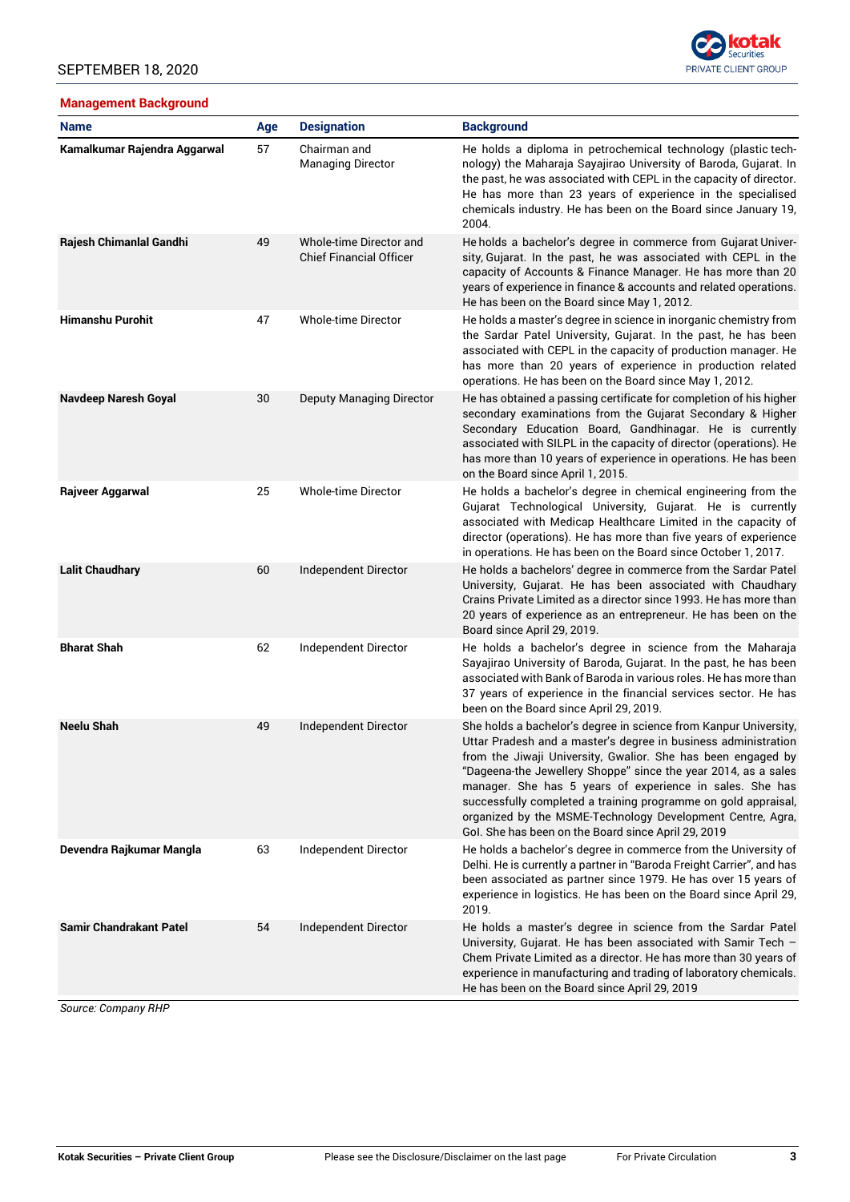## Management Background

| Name | Age | Designation | Background |
|---|---|---|---|
| **Kamalkumar Rajendra Aggarwal** | 57 | Chairman and Managing Director | He holds a diploma in petrochemical technology (plastic technology) the Maharaja Sayajirao University of Baroda, Gujarat. In the past, he was associated with CEPL in the capacity of director. He has more than 23 years of experience in the specialised chemicals industry. He has been on the Board since January 19, 2004. |
| **Rajesh Chimanlal Gandhi** | 49 | Whole-time Director and Chief Financial Officer | He holds a bachelor's degree in commerce from Gujarat University, Gujarat. In the past, he was associated with CEPL in the capacity of Accounts & Finance Manager. He has more than 20 years of experience in finance & accounts and related operations. He has been on the Board since May 1, 2012. |
| **Himanshu Purohit** | 47 | Whole-time Director | He holds a master's degree in science in inorganic chemistry from the Sardar Patel University, Gujarat. In the past, he has been associated with CEPL in the capacity of production manager. He has more than 20 years of experience in production related operations. He has been on the Board since May 1, 2012. |
| **Navdeep Naresh Goyal** | 30 | Deputy Managing Director | He has obtained a passing certificate for completion of his higher secondary examinations from the Gujarat Secondary & Higher Secondary Education Board, Gandhinagar. He is currently associated with SILPL in the capacity of director (operations). He has more than 10 years of experience in operations. He has been on the Board since April 1, 2015. |
| **Rajveer Aggarwal** | 25 | Whole-time Director | He holds a bachelor's degree in chemical engineering from the Gujarat Technological University, Gujarat. He is currently associated with Medicap Healthcare Limited in the capacity of director (operations). He has more than five years of experience in operations. He has been on the Board since October 1, 2017. |
| **Lalit Chaudhary** | 60 | Independent Director | He holds a bachelors' degree in commerce from the Sardar Patel University, Gujarat. He has been associated with Chaudhary Crains Private Limited as a director since 1993. He has more than 20 years of experience as an entrepreneur. He has been on the Board since April 29, 2019. |
| **Bharat Shah** | 62 | Independent Director | He holds a bachelor's degree in science from the Maharaja Sayajirao University of Baroda, Gujarat. In the past, he has been associated with Bank of Baroda in various roles. He has more than 37 years of experience in the financial services sector. He has been on the Board since April 29, 2019. |
| **Neelu Shah** | 49 | Independent Director | She holds a bachelor's degree in science from Kanpur University, Uttar Pradesh and a master's degree in business administration from the Jiwaji University, Gwalior. She has been engaged by "Dageena-the Jewellery Shoppe" since the year 2014, as a sales manager. She has 5 years of experience in sales. She has successfully completed a training programme on gold appraisal, organized by the MSME-Technology Development Centre, Agra, GoI. She has been on the Board since April 29, 2019 |
| **Devendra Rajkumar Mangla** | 63 | Independent Director | He holds a bachelor's degree in commerce from the University of Delhi. He is currently a partner in "Baroda Freight Carrier", and has been associated as partner since 1979. He has over 15 years of experience in logistics. He has been on the Board since April 29, 2019. |
| **Samir Chandrakant Patel** | 54 | Independent Director | He holds a master's degree in science from the Sardar Patel University, Gujarat. He has been associated with Samir Tech – Chem Private Limited as a director. He has more than 30 years of experience in manufacturing and trading of laboratory chemicals. He has been on the Board since April 29, 2019 |

*Source: Company RHP*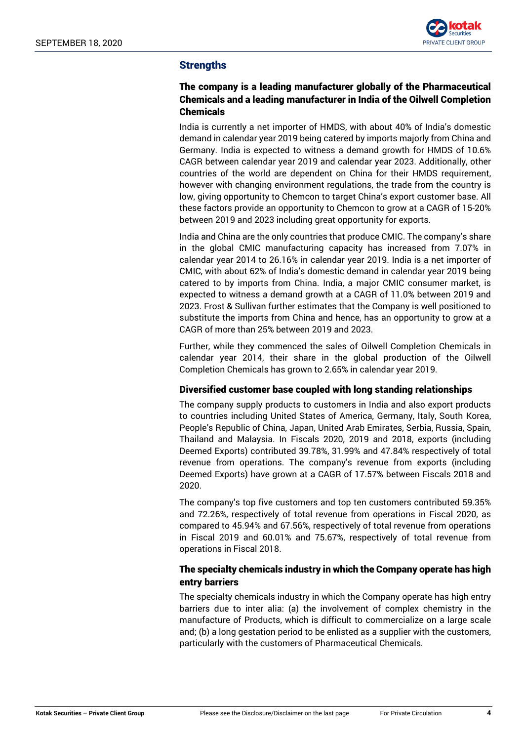## Strengths

### The company is a leading manufacturer globally of the Pharmaceutical Chemicals and a leading manufacturer in India of the Oilwell Completion Chemicals

India is currently a net importer of HMDS, with about 40% of India's domestic demand in calendar year 2019 being catered by imports majorly from China and Germany. India is expected to witness a demand growth for HMDS of 10.6% CAGR between calendar year 2019 and calendar year 2023. Additionally, other countries of the world are dependent on China for their HMDS requirement, however with changing environment regulations, the trade from the country is low, giving opportunity to Chemcon to target China's export customer base. All these factors provide an opportunity to Chemcon to grow at a CAGR of 15-20% between 2019 and 2023 including great opportunity for exports.

India and China are the only countries that produce CMIC. The company's share in the global CMIC manufacturing capacity has increased from 7.07% in calendar year 2014 to 26.16% in calendar year 2019. India is a net importer of CMIC, with about 62% of India's domestic demand in calendar year 2019 being catered to by imports from China. India, a major CMIC consumer market, is expected to witness a demand growth at a CAGR of 11.0% between 2019 and 2023. Frost & Sullivan further estimates that the Company is well positioned to substitute the imports from China and hence, has an opportunity to grow at a CAGR of more than 25% between 2019 and 2023.

Further, while they commenced the sales of Oilwell Completion Chemicals in calendar year 2014, their share in the global production of the Oilwell Completion Chemicals has grown to 2.65% in calendar year 2019.

### Diversified customer base coupled with long standing relationships

The company supply products to customers in India and also export products to countries including United States of America, Germany, Italy, South Korea, People's Republic of China, Japan, United Arab Emirates, Serbia, Russia, Spain, Thailand and Malaysia. In Fiscals 2020, 2019 and 2018, exports (including Deemed Exports) contributed 39.78%, 31.99% and 47.84% respectively of total revenue from operations. The company's revenue from exports (including Deemed Exports) have grown at a CAGR of 17.57% between Fiscals 2018 and 2020.

The company's top five customers and top ten customers contributed 59.35% and 72.26%, respectively of total revenue from operations in Fiscal 2020, as compared to 45.94% and 67.56%, respectively of total revenue from operations in Fiscal 2019 and 60.01% and 75.67%, respectively of total revenue from operations in Fiscal 2018.

### The specialty chemicals industry in which the Company operate has high entry barriers

The specialty chemicals industry in which the Company operate has high entry barriers due to inter alia: (a) the involvement of complex chemistry in the manufacture of Products, which is difficult to commercialize on a large scale and; (b) a long gestation period to be enlisted as a supplier with the customers, particularly with the customers of Pharmaceutical Chemicals.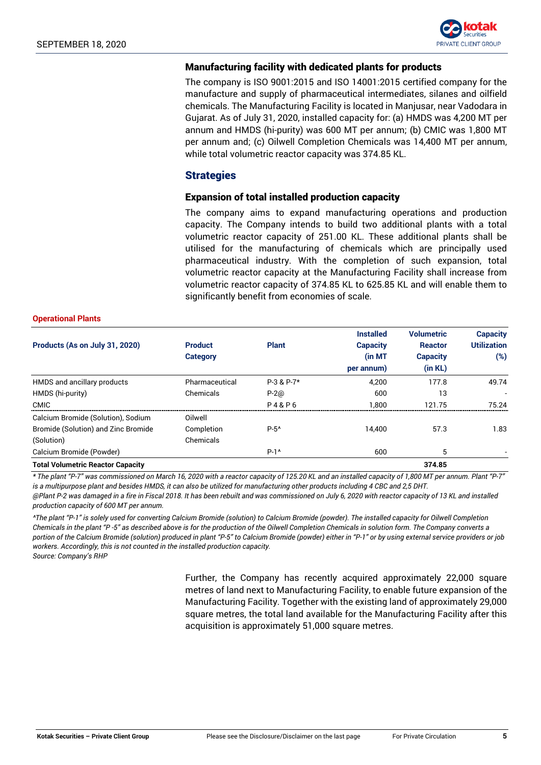### Manufacturing facility with dedicated plants for products

The company is ISO 9001:2015 and ISO 14001:2015 certified company for the manufacture and supply of pharmaceutical intermediates, silanes and oilfield chemicals. The Manufacturing Facility is located in Manjusar, near Vadodara in Gujarat. As of July 31, 2020, installed capacity for: (a) HMDS was 4,200 MT per annum and HMDS (hi-purity) was 600 MT per annum; (b) CMIC was 1,800 MT per annum and; (c) Oilwell Completion Chemicals was 14,400 MT per annum, while total volumetric reactor capacity was 374.85 KL.

## Strategies

### Expansion of total installed production capacity

The company aims to expand manufacturing operations and production capacity. The Company intends to build two additional plants with a total volumetric reactor capacity of 251.00 KL. These additional plants shall be utilised for the manufacturing of chemicals which are principally used pharmaceutical industry. With the completion of such expansion, total volumetric reactor capacity at the Manufacturing Facility shall increase from volumetric reactor capacity of 374.85 KL to 625.85 KL and will enable them to significantly benefit from economies of scale.

**Operational Plants**

| Products (As on July 31, 2020) | Product Category | Plant | Installed Capacity (in MT per annum) | Volumetric Reactor Capacity (in KL) | Capacity Utilization (%) |
|---|---|---|---|---|---|
| HMDS and ancillary products | Pharmaceutical | P-3 & P-7* | 4,200 | 177.8 | 49.74 |
| HMDS (hi-purity) | Chemicals | P-2@ | 600 | 13 | - |
| CMIC | | P 4 & P 6 | 1,800 | 121.75 | 75.24 |
| Calcium Bromide (Solution), Sodium Bromide (Solution) and Zinc Bromide (Solution) | Oilwell Completion Chemicals | P-5^ | 14,400 | 57.3 | 1.83 |
| Calcium Bromide (Powder) | | P-1^ | 600 | 5 | - |
| **Total Volumetric Reactor Capacity** | | | | **374.85** | |

*\* The plant "P-7" was commissioned on March 16, 2020 with a reactor capacity of 125.20 KL and an installed capacity of 1,800 MT per annum. Plant "P-7" is a multipurpose plant and besides HMDS, it can also be utilized for manufacturing other products including 4 CBC and 2,5 DHT.*

*@Plant P-2 was damaged in a fire in Fiscal 2018. It has been rebuilt and was commissioned on July 6, 2020 with reactor capacity of 13 KL and installed production capacity of 600 MT per annum.*

*^The plant "P-1" is solely used for converting Calcium Bromide (solution) to Calcium Bromide (powder). The installed capacity for Oilwell Completion Chemicals in the plant "P -5" as described above is for the production of the Oilwell Completion Chemicals in solution form. The Company converts a portion of the Calcium Bromide (solution) produced in plant "P-5" to Calcium Bromide (powder) either in "P-1" or by using external service providers or job workers. Accordingly, this is not counted in the installed production capacity.*

*Source: Company's RHP*

Further, the Company has recently acquired approximately 22,000 square metres of land next to Manufacturing Facility, to enable future expansion of the Manufacturing Facility. Together with the existing land of approximately 29,000 square metres, the total land available for the Manufacturing Facility after this acquisition is approximately 51,000 square metres.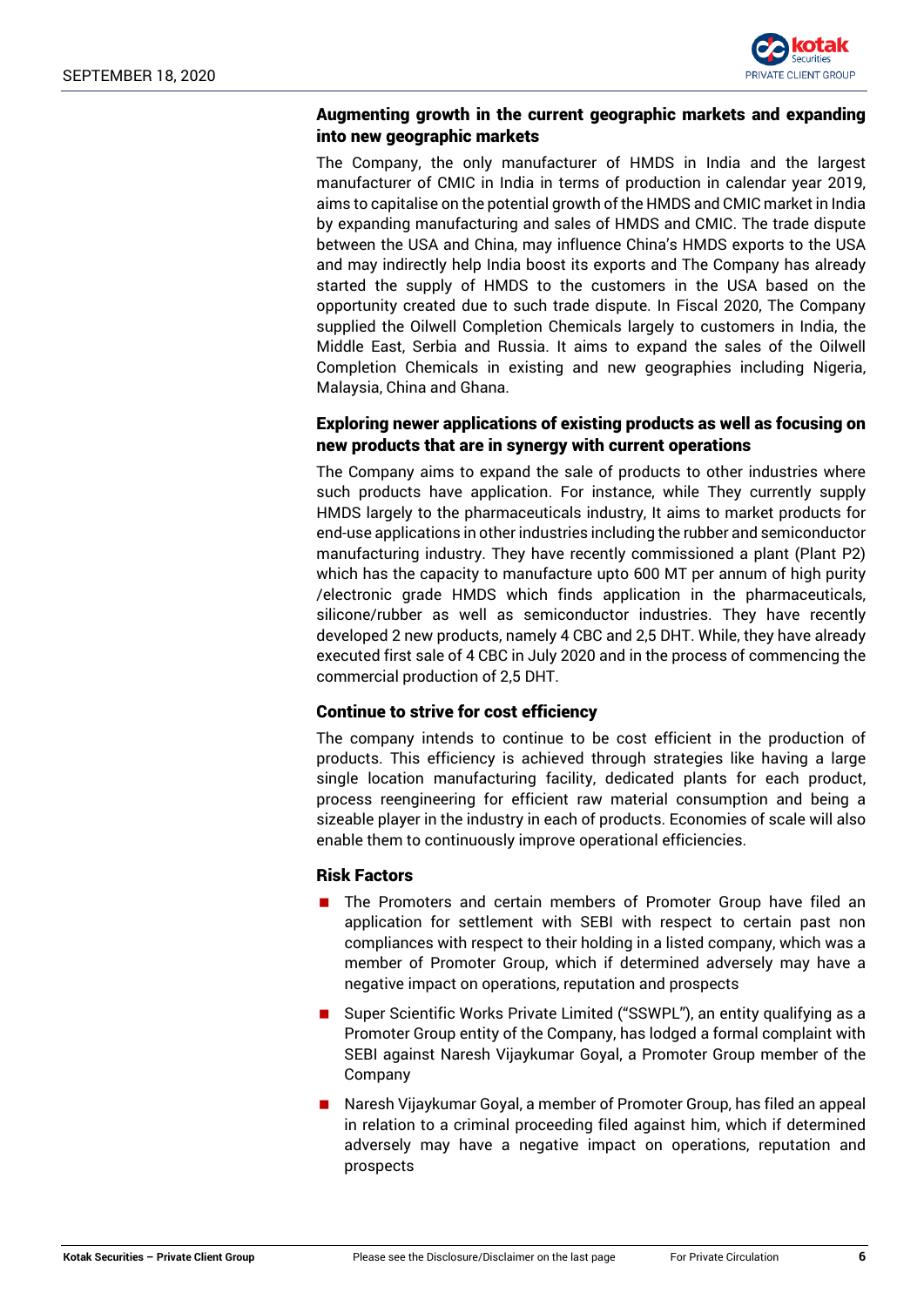### Augmenting growth in the current geographic markets and expanding into new geographic markets

The Company, the only manufacturer of HMDS in India and the largest manufacturer of CMIC in India in terms of production in calendar year 2019, aims to capitalise on the potential growth of the HMDS and CMIC market in India by expanding manufacturing and sales of HMDS and CMIC. The trade dispute between the USA and China, may influence China's HMDS exports to the USA and may indirectly help India boost its exports and The Company has already started the supply of HMDS to the customers in the USA based on the opportunity created due to such trade dispute. In Fiscal 2020, The Company supplied the Oilwell Completion Chemicals largely to customers in India, the Middle East, Serbia and Russia. It aims to expand the sales of the Oilwell Completion Chemicals in existing and new geographies including Nigeria, Malaysia, China and Ghana.

### Exploring newer applications of existing products as well as focusing on new products that are in synergy with current operations

The Company aims to expand the sale of products to other industries where such products have application. For instance, while They currently supply HMDS largely to the pharmaceuticals industry, It aims to market products for end-use applications in other industries including the rubber and semiconductor manufacturing industry. They have recently commissioned a plant (Plant P2) which has the capacity to manufacture upto 600 MT per annum of high purity /electronic grade HMDS which finds application in the pharmaceuticals, silicone/rubber as well as semiconductor industries. They have recently developed 2 new products, namely 4 CBC and 2,5 DHT. While, they have already executed first sale of 4 CBC in July 2020 and in the process of commencing the commercial production of 2,5 DHT.

### Continue to strive for cost efficiency

The company intends to continue to be cost efficient in the production of products. This efficiency is achieved through strategies like having a large single location manufacturing facility, dedicated plants for each product, process reengineering for efficient raw material consumption and being a sizeable player in the industry in each of products. Economies of scale will also enable them to continuously improve operational efficiencies.

### Risk Factors

- The Promoters and certain members of Promoter Group have filed an application for settlement with SEBI with respect to certain past non compliances with respect to their holding in a listed company, which was a member of Promoter Group, which if determined adversely may have a negative impact on operations, reputation and prospects
- Super Scientific Works Private Limited ("SSWPL"), an entity qualifying as a Promoter Group entity of the Company, has lodged a formal complaint with SEBI against Naresh Vijaykumar Goyal, a Promoter Group member of the Company
- Naresh Vijaykumar Goyal, a member of Promoter Group, has filed an appeal in relation to a criminal proceeding filed against him, which if determined adversely may have a negative impact on operations, reputation and prospects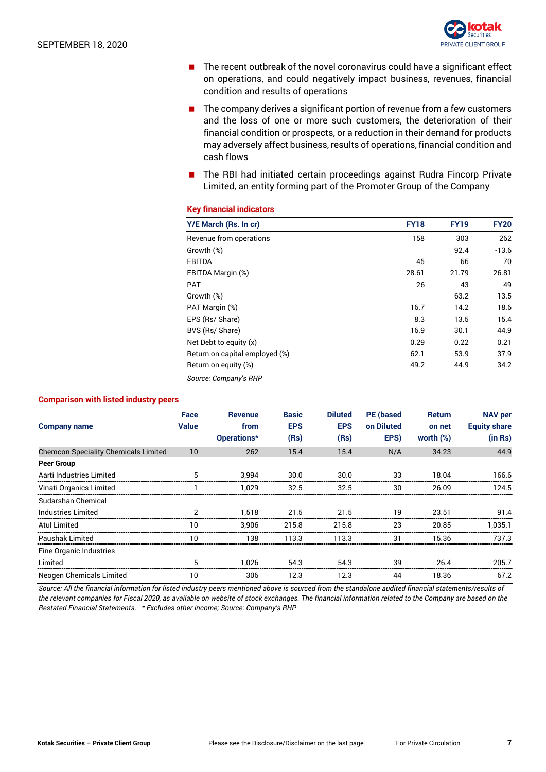- The recent outbreak of the novel coronavirus could have a significant effect on operations, and could negatively impact business, revenues, financial condition and results of operations
- The company derives a significant portion of revenue from a few customers and the loss of one or more such customers, the deterioration of their financial condition or prospects, or a reduction in their demand for products may adversely affect business, results of operations, financial condition and cash flows
- The RBI had initiated certain proceedings against Rudra Fincorp Private Limited, an entity forming part of the Promoter Group of the Company

### Key financial indicators

| Y/E March (Rs. In cr) | FY18 | FY19 | FY20 |
|---|---|---|---|
| Revenue from operations | 158 | 303 | 262 |
| Growth (%) | | 92.4 | -13.6 |
| EBITDA | 45 | 66 | 70 |
| EBITDA Margin (%) | 28.61 | 21.79 | 26.81 |
| PAT | 26 | 43 | 49 |
| Growth (%) | | 63.2 | 13.5 |
| PAT Margin (%) | 16.7 | 14.2 | 18.6 |
| EPS (Rs/ Share) | 8.3 | 13.5 | 15.4 |
| BVS (Rs/ Share) | 16.9 | 30.1 | 44.9 |
| Net Debt to equity (x) | 0.29 | 0.22 | 0.21 |
| Return on capital employed (%) | 62.1 | 53.9 | 37.9 |
| Return on equity (%) | 49.2 | 44.9 | 34.2 |

*Source: Company's RHP*

### Comparison with listed industry peers

| Company name | Face Value | Revenue from Operations* | Basic EPS (Rs) | Diluted EPS (Rs) | PE (based on Diluted EPS) | Return on net worth (%) | NAV per Equity share (in Rs) |
|---|---|---|---|---|---|---|---|
| Chemcon Speciality Chemicals Limited | 10 | 262 | 15.4 | 15.4 | N/A | 34.23 | 44.9 |
| **Peer Group** | | | | | | | |
| Aarti Industries Limited | 5 | 3,994 | 30.0 | 30.0 | 33 | 18.04 | 166.6 |
| Vinati Organics Limited | 1 | 1,029 | 32.5 | 32.5 | 30 | 26.09 | 124.5 |
| Sudarshan Chemical Industries Limited | 2 | 1,518 | 21.5 | 21.5 | 19 | 23.51 | 91.4 |
| Atul Limited | 10 | 3,906 | 215.8 | 215.8 | 23 | 20.85 | 1,035.1 |
| Paushak Limited | 10 | 138 | 113.3 | 113.3 | 31 | 15.36 | 737.3 |
| Fine Organic Industries Limited | 5 | 1,026 | 54.3 | 54.3 | 39 | 26.4 | 205.7 |
| Neogen Chemicals Limited | 10 | 306 | 12.3 | 12.3 | 44 | 18.36 | 67.2 |

*Source: All the financial information for listed industry peers mentioned above is sourced from the standalone audited financial statements/results of the relevant companies for Fiscal 2020, as available on website of stock exchanges. The financial information related to the Company are based on the Restated Financial Statements. * Excludes other income; Source: Company's RHP*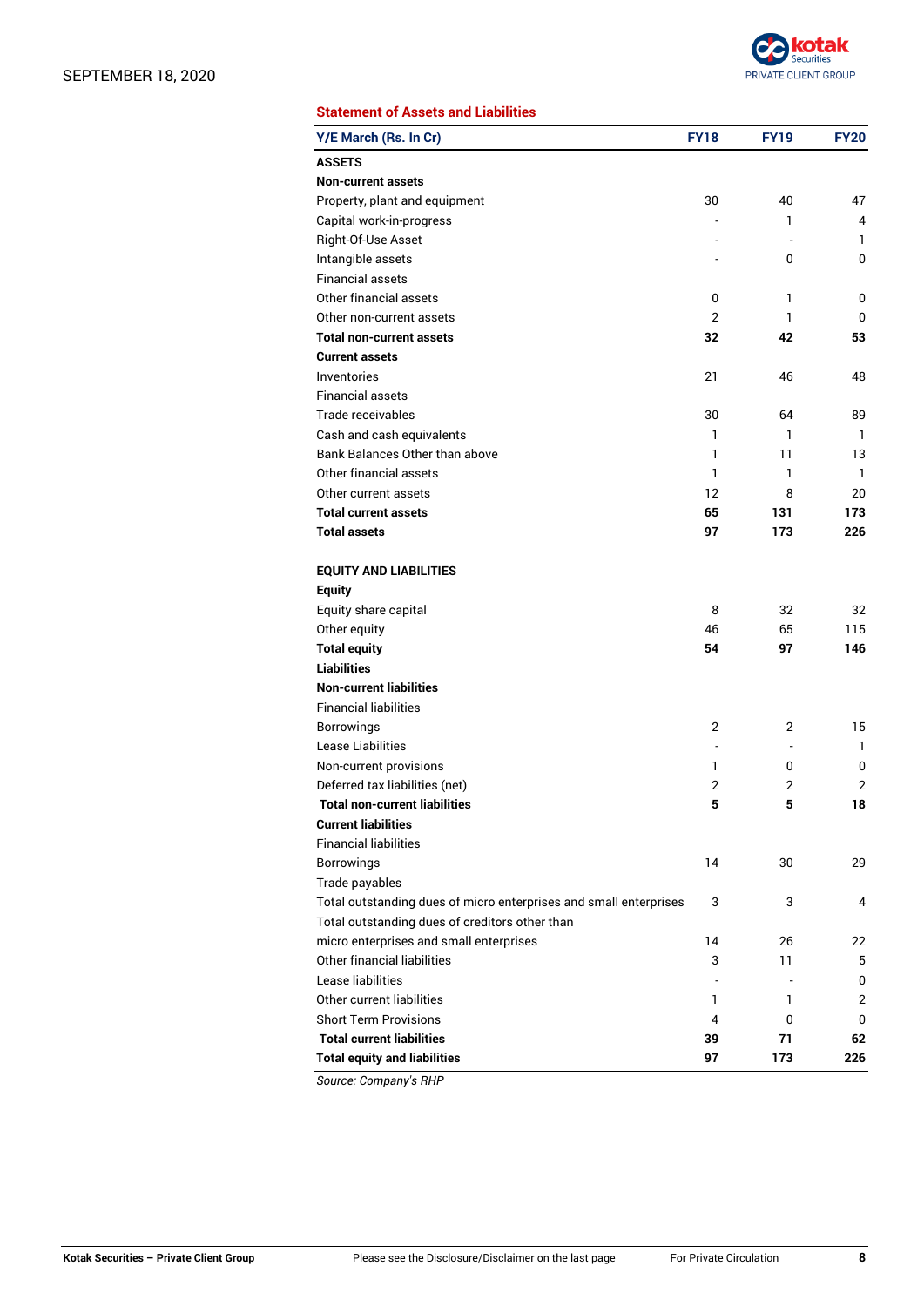**Statement of Assets and Liabilities**

| Y/E March (Rs. In Cr) | FY18 | FY19 | FY20 |
|---|---|---|---|
| **ASSETS** | | | |
| **Non-current assets** | | | |
| Property, plant and equipment | 30 | 40 | 47 |
| Capital work-in-progress | - | 1 | 4 |
| Right-Of-Use Asset | - | - | 1 |
| Intangible assets | - | 0 | 0 |
| Financial assets | | | |
| Other financial assets | 0 | 1 | 0 |
| Other non-current assets | 2 | 1 | 0 |
| **Total non-current assets** | **32** | **42** | **53** |
| **Current assets** | | | |
| Inventories | 21 | 46 | 48 |
| Financial assets | | | |
| Trade receivables | 30 | 64 | 89 |
| Cash and cash equivalents | 1 | 1 | 1 |
| Bank Balances Other than above | 1 | 11 | 13 |
| Other financial assets | 1 | 1 | 1 |
| Other current assets | 12 | 8 | 20 |
| **Total current assets** | **65** | **131** | **173** |
| **Total assets** | **97** | **173** | **226** |
| | | | |
| **EQUITY AND LIABILITIES** | | | |
| **Equity** | | | |
| Equity share capital | 8 | 32 | 32 |
| Other equity | 46 | 65 | 115 |
| **Total equity** | **54** | **97** | **146** |
| **Liabilities** | | | |
| **Non-current liabilities** | | | |
| Financial liabilities | | | |
| Borrowings | 2 | 2 | 15 |
| Lease Liabilities | - | - | 1 |
| Non-current provisions | 1 | 0 | 0 |
| Deferred tax liabilities (net) | 2 | 2 | 2 |
| **Total non-current liabilities** | **5** | **5** | **18** |
| **Current liabilities** | | | |
| Financial liabilities | | | |
| Borrowings | 14 | 30 | 29 |
| Trade payables | | | |
| Total outstanding dues of micro enterprises and small enterprises | 3 | 3 | 4 |
| Total outstanding dues of creditors other than micro enterprises and small enterprises | 14 | 26 | 22 |
| Other financial liabilities | 3 | 11 | 5 |
| Lease liabilities | - | - | 0 |
| Other current liabilities | 1 | 1 | 2 |
| Short Term Provisions | 4 | 0 | 0 |
| **Total current liabilities** | **39** | **71** | **62** |
| **Total equity and liabilities** | **97** | **173** | **226** |

*Source: Company's RHP*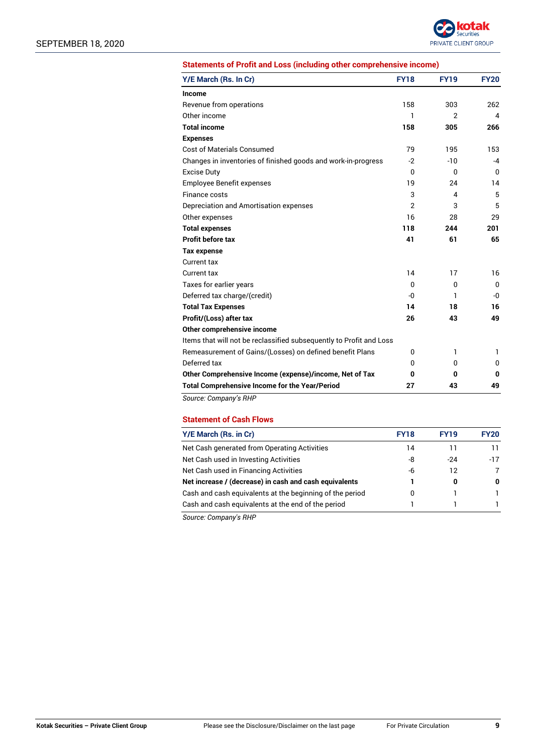**Statements of Profit and Loss (including other comprehensive income)**

| Y/E March (Rs. In Cr) | FY18 | FY19 | FY20 |
|---|---|---|---|
| **Income** | | | |
| Revenue from operations | 158 | 303 | 262 |
| Other income | 1 | 2 | 4 |
| **Total income** | **158** | **305** | **266** |
| **Expenses** | | | |
| Cost of Materials Consumed | 79 | 195 | 153 |
| Changes in inventories of finished goods and work-in-progress | -2 | -10 | -4 |
| Excise Duty | 0 | 0 | 0 |
| Employee Benefit expenses | 19 | 24 | 14 |
| Finance costs | 3 | 4 | 5 |
| Depreciation and Amortisation expenses | 2 | 3 | 5 |
| Other expenses | 16 | 28 | 29 |
| **Total expenses** | **118** | **244** | **201** |
| **Profit before tax** | **41** | **61** | **65** |
| **Tax expense** | | | |
| Current tax | | | |
| Current tax | 14 | 17 | 16 |
| Taxes for earlier years | 0 | 0 | 0 |
| Deferred tax charge/(credit) | -0 | 1 | -0 |
| **Total Tax Expenses** | **14** | **18** | **16** |
| **Profit/(Loss) after tax** | **26** | **43** | **49** |
| **Other comprehensive income** | | | |
| Items that will not be reclassified subsequently to Profit and Loss | | | |
| Remeasurement of Gains/(Losses) on defined benefit Plans | 0 | 1 | 1 |
| Deferred tax | 0 | 0 | 0 |
| **Other Comprehensive Income (expense)/income, Net of Tax** | **0** | **0** | **0** |
| **Total Comprehensive Income for the Year/Period** | **27** | **43** | **49** |

*Source: Company's RHP*

**Statement of Cash Flows**

| Y/E March (Rs. in Cr) | FY18 | FY19 | FY20 |
|---|---|---|---|
| Net Cash generated from Operating Activities | 14 | 11 | 11 |
| Net Cash used in Investing Activities | -8 | -24 | -17 |
| Net Cash used in Financing Activities | -6 | 12 | 7 |
| **Net increase / (decrease) in cash and cash equivalents** | **1** | **0** | **0** |
| Cash and cash equivalents at the beginning of the period | 0 | 1 | 1 |
| Cash and cash equivalents at the end of the period | 1 | 1 | 1 |

*Source: Company's RHP*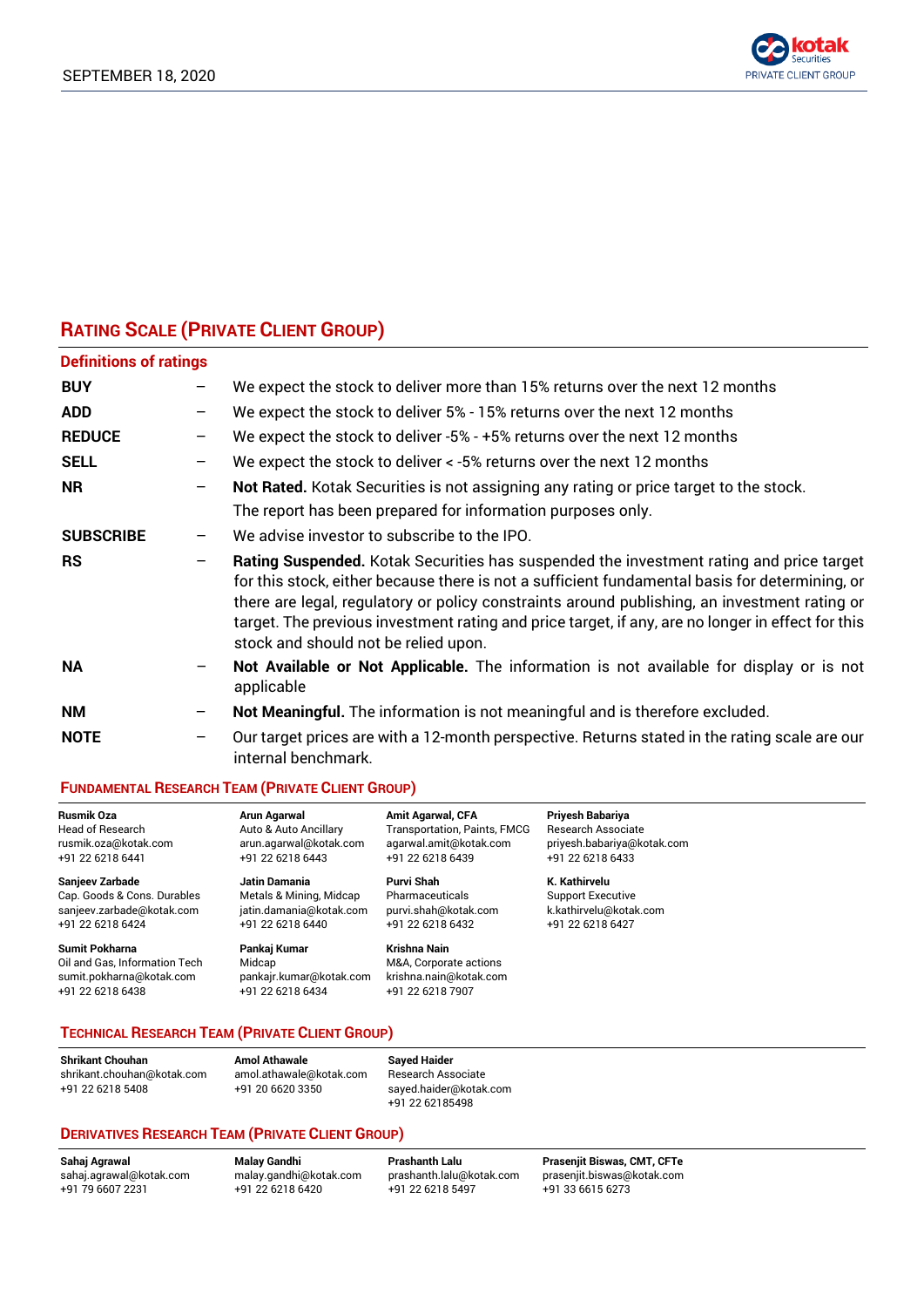## Rating Scale (Private Client Group)

### Definitions of ratings

| | | |
|---|---|---|
| **BUY** | – | We expect the stock to deliver more than 15% returns over the next 12 months |
| **ADD** | – | We expect the stock to deliver 5% - 15% returns over the next 12 months |
| **REDUCE** | – | We expect the stock to deliver -5% - +5% returns over the next 12 months |
| **SELL** | – | We expect the stock to deliver < -5% returns over the next 12 months |
| **NR** | – | **Not Rated.** Kotak Securities is not assigning any rating or price target to the stock. The report has been prepared for information purposes only. |
| **SUBSCRIBE** | – | We advise investor to subscribe to the IPO. |
| **RS** | – | **Rating Suspended.** Kotak Securities has suspended the investment rating and price target for this stock, either because there is not a sufficient fundamental basis for determining, or there are legal, regulatory or policy constraints around publishing, an investment rating or target. The previous investment rating and price target, if any, are no longer in effect for this stock and should not be relied upon. |
| **NA** | – | **Not Available or Not Applicable.** The information is not available for display or is not applicable |
| **NM** | – | **Not Meaningful.** The information is not meaningful and is therefore excluded. |
| **NOTE** | – | Our target prices are with a 12-month perspective. Returns stated in the rating scale are our internal benchmark. |

### Fundamental Research Team (Private Client Group)

**Rusmik Oza**
Head of Research
rusmik.oza@kotak.com
+91 22 6218 6441

**Sanjeev Zarbade**
Cap. Goods & Cons. Durables
sanjeev.zarbade@kotak.com
+91 22 6218 6424

**Sumit Pokharna**
Oil and Gas, Information Tech
sumit.pokharna@kotak.com
+91 22 6218 6438

**Arun Agarwal**
Auto & Auto Ancillary
arun.agarwal@kotak.com
+91 22 6218 6443

**Jatin Damania**
Metals & Mining, Midcap
jatin.damania@kotak.com
+91 22 6218 6440

**Pankaj Kumar**
Midcap
pankajr.kumar@kotak.com
+91 22 6218 6434

**Amit Agarwal, CFA**
Transportation, Paints, FMCG
agarwal.amit@kotak.com
+91 22 6218 6439

**Purvi Shah**
Pharmaceuticals
purvi.shah@kotak.com
+91 22 6218 6432

**Krishna Nain**
M&A, Corporate actions
krishna.nain@kotak.com
+91 22 6218 7907

**Priyesh Babariya**
Research Associate
priyesh.babariya@kotak.com
+91 22 6218 6433

**K. Kathirvelu**
Support Executive
k.kathirvelu@kotak.com
+91 22 6218 6427

### Technical Research Team (Private Client Group)

**Shrikant Chouhan**
shrikant.chouhan@kotak.com
+91 22 6218 5408

**Amol Athawale**
amol.athawale@kotak.com
+91 20 6620 3350

**Sayed Haider**
Research Associate
sayed.haider@kotak.com
+91 22 62185498

### Derivatives Research Team (Private Client Group)

**Sahaj Agrawal**
sahaj.agrawal@kotak.com
+91 79 6607 2231

**Malay Gandhi**
malay.gandhi@kotak.com
+91 22 6218 6420

**Prashanth Lalu**
prashanth.lalu@kotak.com
+91 22 6218 5497

**Prasenjit Biswas, CMT, CFTe**
prasenjit.biswas@kotak.com
+91 33 6615 6273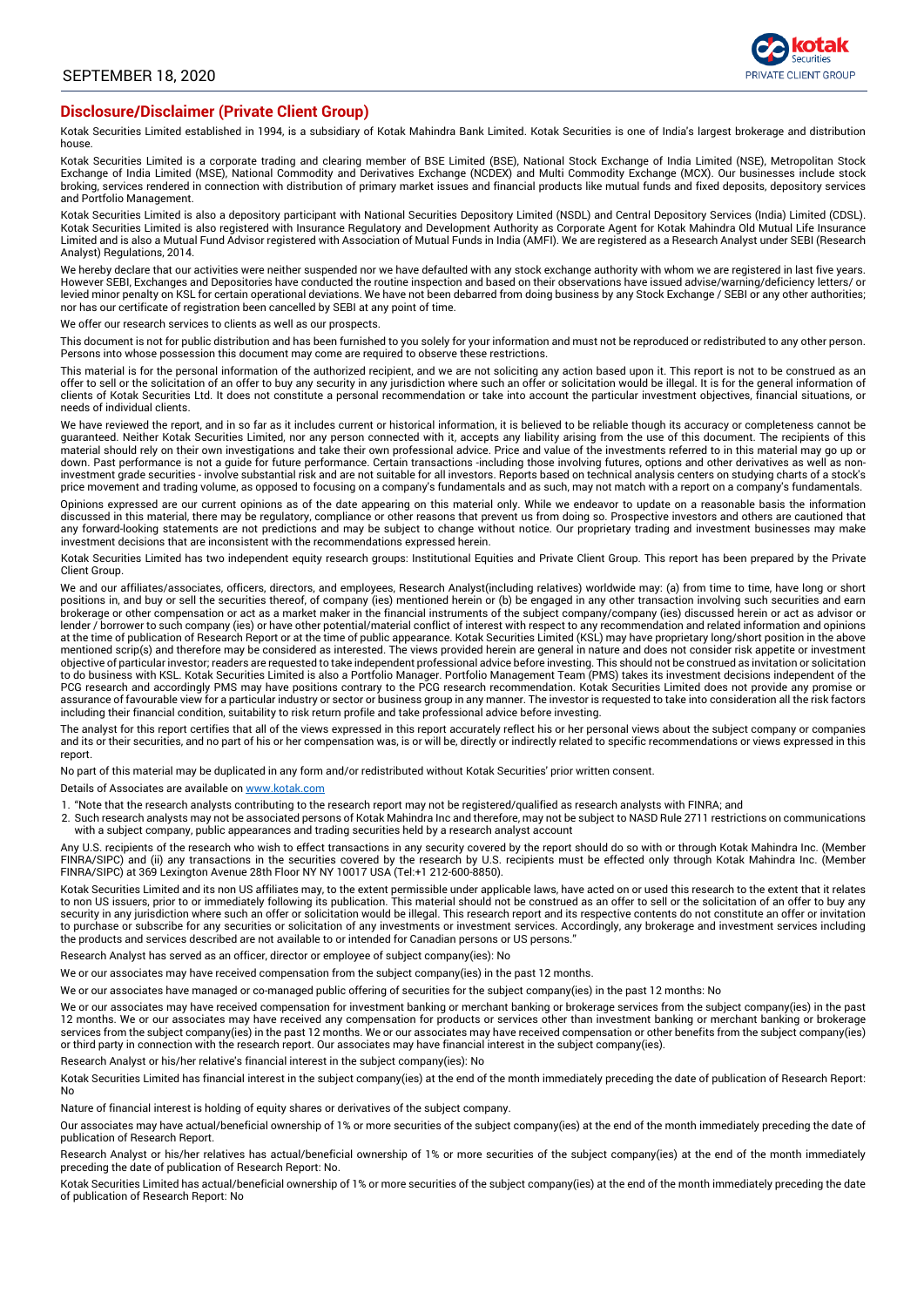## Disclosure/Disclaimer (Private Client Group)

Kotak Securities Limited established in 1994, is a subsidiary of Kotak Mahindra Bank Limited. Kotak Securities is one of India's largest brokerage and distribution house.

Kotak Securities Limited is a corporate trading and clearing member of BSE Limited (BSE), National Stock Exchange of India Limited (NSE), Metropolitan Stock Exchange of India Limited (MSE), National Commodity and Derivatives Exchange (NCDEX) and Multi Commodity Exchange (MCX). Our businesses include stock broking, services rendered in connection with distribution of primary market issues and financial products like mutual funds and fixed deposits, depository services and Portfolio Management.

Kotak Securities Limited is also a depository participant with National Securities Depository Limited (NSDL) and Central Depository Services (India) Limited (CDSL). Kotak Securities Limited is also registered with Insurance Regulatory and Development Authority as Corporate Agent for Kotak Mahindra Old Mutual Life Insurance Limited and is also a Mutual Fund Advisor registered with Association of Mutual Funds in India (AMFI). We are registered as a Research Analyst under SEBI (Research Analyst) Regulations, 2014.

We hereby declare that our activities were neither suspended nor we have defaulted with any stock exchange authority with whom we are registered in last five years. However SEBI, Exchanges and Depositories have conducted the routine inspection and based on their observations have issued advise/warning/deficiency letters/ or levied minor penalty on KSL for certain operational deviations. We have not been debarred from doing business by any Stock Exchange / SEBI or any other authorities; nor has our certificate of registration been cancelled by SEBI at any point of time.

We offer our research services to clients as well as our prospects.

This document is not for public distribution and has been furnished to you solely for your information and must not be reproduced or redistributed to any other person. Persons into whose possession this document may come are required to observe these restrictions.

This material is for the personal information of the authorized recipient, and we are not soliciting any action based upon it. This report is not to be construed as an offer to sell or the solicitation of an offer to buy any security in any jurisdiction where such an offer or solicitation would be illegal. It is for the general information of clients of Kotak Securities Ltd. It does not constitute a personal recommendation or take into account the particular investment objectives, financial situations, or needs of individual clients.

We have reviewed the report, and in so far as it includes current or historical information, it is believed to be reliable though its accuracy or completeness cannot be guaranteed. Neither Kotak Securities Limited, nor any person connected with it, accepts any liability arising from the use of this document. The recipients of this material should rely on their own investigations and take their own professional advice. Price and value of the investments referred to in this material may go up or down. Past performance is not a guide for future performance. Certain transactions -including those involving futures, options and other derivatives as well as non-investment grade securities - involve substantial risk and are not suitable for all investors. Reports based on technical analysis centers on studying charts of a stock's price movement and trading volume, as opposed to focusing on a company's fundamentals and as such, may not match with a report on a company's fundamentals.

Opinions expressed are our current opinions as of the date appearing on this material only. While we endeavor to update on a reasonable basis the information discussed in this material, there may be regulatory, compliance or other reasons that prevent us from doing so. Prospective investors and others are cautioned that any forward-looking statements are not predictions and may be subject to change without notice. Our proprietary trading and investment businesses may make investment decisions that are inconsistent with the recommendations expressed herein.

Kotak Securities Limited has two independent equity research groups: Institutional Equities and Private Client Group. This report has been prepared by the Private Client Group.

We and our affiliates/associates, officers, directors, and employees, Research Analyst(including relatives) worldwide may: (a) from time to time, have long or short positions in, and buy or sell the securities thereof, of company (ies) mentioned herein or (b) be engaged in any other transaction involving such securities and earn brokerage or other compensation or act as a market maker in the financial instruments of the subject company/company (ies) discussed herein or act as advisor or lender / borrower to such company (ies) or have other potential/material conflict of interest with respect to any recommendation and related information and opinions at the time of publication of Research Report or at the time of public appearance. Kotak Securities Limited (KSL) may have proprietary long/short position in the above mentioned scrip(s) and therefore may be considered as interested. The views provided herein are general in nature and does not consider risk appetite or investment objective of particular investor; readers are requested to take independent professional advice before investing. This should not be construed as invitation or solicitation to do business with KSL. Kotak Securities Limited is also a Portfolio Manager. Portfolio Management Team (PMS) takes its investment decisions independent of the PCG research and accordingly PMS may have positions contrary to the PCG research recommendation. Kotak Securities Limited does not provide any promise or assurance of favourable view for a particular industry or sector or business group in any manner. The investor is requested to take into consideration all the risk factors including their financial condition, suitability to risk return profile and take professional advice before investing.

The analyst for this report certifies that all of the views expressed in this report accurately reflect his or her personal views about the subject company or companies and its or their securities, and no part of his or her compensation was, is or will be, directly or indirectly related to specific recommendations or views expressed in this report.

No part of this material may be duplicated in any form and/or redistributed without Kotak Securities' prior written consent.

Details of Associates are available on www.kotak.com

1. "Note that the research analysts contributing to the research report may not be registered/qualified as research analysts with FINRA; and
2. Such research analysts may not be associated persons of Kotak Mahindra Inc and therefore, may not be subject to NASD Rule 2711 restrictions on communications with a subject company, public appearances and trading securities held by a research analyst account

Any U.S. recipients of the research who wish to effect transactions in any security covered by the report should do so with or through Kotak Mahindra Inc. (Member FINRA/SIPC) and (ii) any transactions in the securities covered by the research by U.S. recipients must be effected only through Kotak Mahindra Inc. (Member FINRA/SIPC) at 369 Lexington Avenue 28th Floor NY NY 10017 USA (Tel:+1 212-600-8850).

Kotak Securities Limited and its non US affiliates may, to the extent permissible under applicable laws, have acted on or used this research to the extent that it relates to non US issuers, prior to or immediately following its publication. This material should not be construed as an offer to sell or the solicitation of an offer to buy any security in any jurisdiction where such an offer or solicitation would be illegal. This research report and its respective contents do not constitute an offer or invitation to purchase or subscribe for any securities or solicitation of any investments or investment services. Accordingly, any brokerage and investment services including the products and services described are not available to or intended for Canadian persons or US persons."

Research Analyst has served as an officer, director or employee of subject company(ies): No

We or our associates may have received compensation from the subject company(ies) in the past 12 months.

We or our associates have managed or co-managed public offering of securities for the subject company(ies) in the past 12 months: No

We or our associates may have received compensation for investment banking or merchant banking or brokerage services from the subject company(ies) in the past 12 months. We or our associates may have received any compensation for products or services other than investment banking or merchant banking or brokerage services from the subject company(ies) in the past 12 months. We or our associates may have received compensation or other benefits from the subject company(ies) or third party in connection with the research report. Our associates may have financial interest in the subject company(ies).

Research Analyst or his/her relative's financial interest in the subject company(ies): No

Kotak Securities Limited has financial interest in the subject company(ies) at the end of the month immediately preceding the date of publication of Research Report: No

Nature of financial interest is holding of equity shares or derivatives of the subject company.

Our associates may have actual/beneficial ownership of 1% or more securities of the subject company(ies) at the end of the month immediately preceding the date of publication of Research Report.

Research Analyst or his/her relatives has actual/beneficial ownership of 1% or more securities of the subject company(ies) at the end of the month immediately preceding the date of publication of Research Report: No.

Kotak Securities Limited has actual/beneficial ownership of 1% or more securities of the subject company(ies) at the end of the month immediately preceding the date of publication of Research Report: No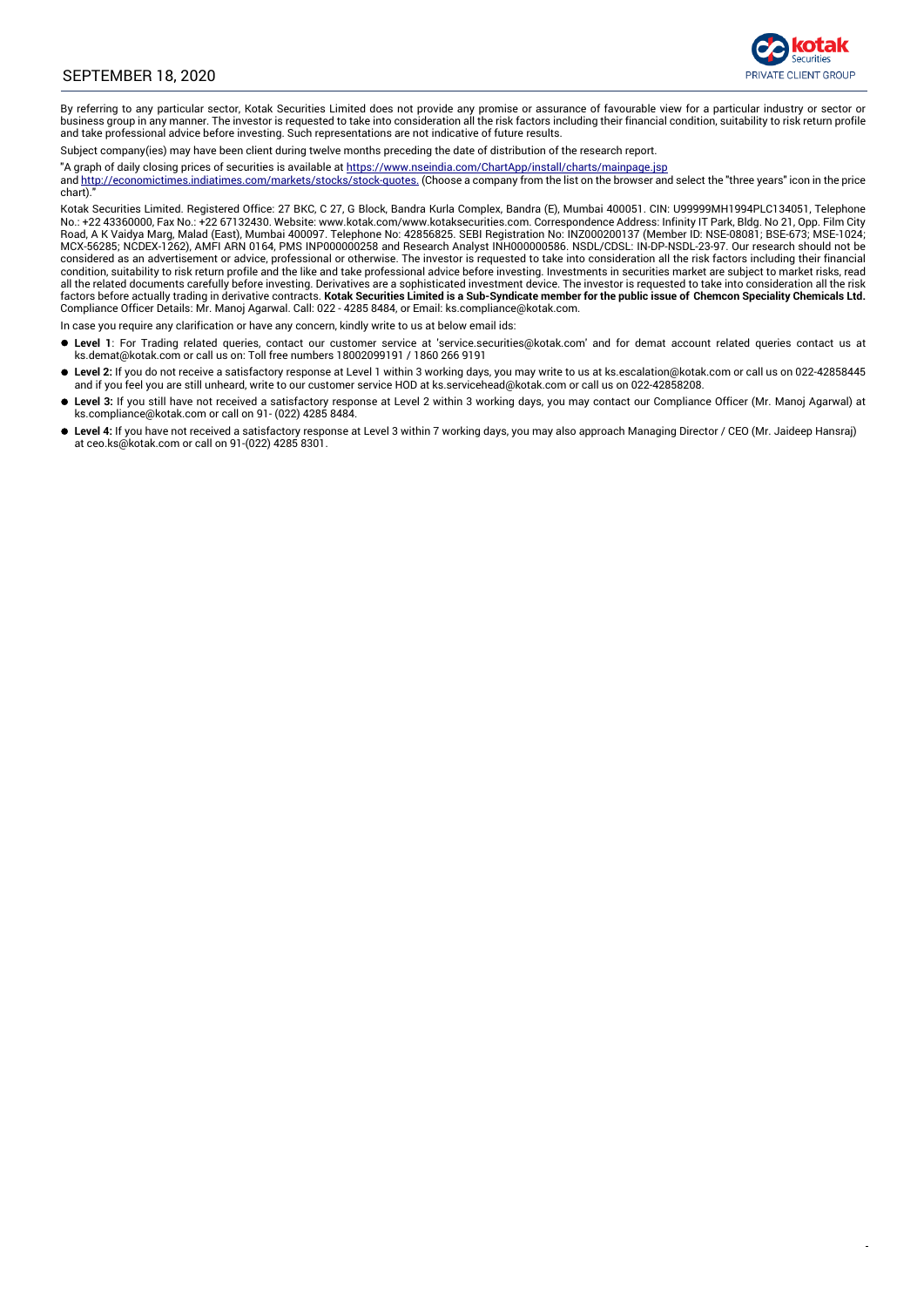By referring to any particular sector, Kotak Securities Limited does not provide any promise or assurance of favourable view for a particular industry or sector or business group in any manner. The investor is requested to take into consideration all the risk factors including their financial condition, suitability to risk return profile and take professional advice before investing. Such representations are not indicative of future results.

Subject company(ies) may have been client during twelve months preceding the date of distribution of the research report.

"A graph of daily closing prices of securities is available at https://www.nseindia.com/ChartApp/install/charts/mainpage.jsp and http://economictimes.indiatimes.com/markets/stocks/stock-quotes. (Choose a company from the list on the browser and select the "three years" icon in the price chart)."

Kotak Securities Limited. Registered Office: 27 BKC, C 27, G Block, Bandra Kurla Complex, Bandra (E), Mumbai 400051. CIN: U99999MH1994PLC134051, Telephone No.: +22 43360000, Fax No.: +22 67132430. Website: www.kotak.com/www.kotaksecurities.com. Correspondence Address: Infinity IT Park, Bldg. No 21, Opp. Film City Road, A K Vaidya Marg, Malad (East), Mumbai 400097. Telephone No: 42856825. SEBI Registration No: INZ000200137 (Member ID: NSE-08081; BSE-673; MSE-1024; MCX-56285; NCDEX-1262), AMFI ARN 0164, PMS INP000000258 and Research Analyst INH000000586. NSDL/CDSL: IN-DP-NSDL-23-97. Our research should not be considered as an advertisement or advice, professional or otherwise. The investor is requested to take into consideration all the risk factors including their financial condition, suitability to risk return profile and the like and take professional advice before investing. Investments in securities market are subject to market risks, read all the related documents carefully before investing. Derivatives are a sophisticated investment device. The investor is requested to take into consideration all the risk factors before actually trading in derivative contracts. **Kotak Securities Limited is a Sub-Syndicate member for the public issue of Chemcon Speciality Chemicals Ltd.** Compliance Officer Details: Mr. Manoj Agarwal. Call: 022 - 4285 8484, or Email: ks.compliance@kotak.com.

In case you require any clarification or have any concern, kindly write to us at below email ids:

- **Level 1**: For Trading related queries, contact our customer service at 'service.securities@kotak.com' and for demat account related queries contact us at ks.demat@kotak.com or call us on: Toll free numbers 18002099191 / 1860 266 9191
- **Level 2:** If you do not receive a satisfactory response at Level 1 within 3 working days, you may write to us at ks.escalation@kotak.com or call us on 022-42858445 and if you feel you are still unheard, write to our customer service HOD at ks.servicehead@kotak.com or call us on 022-42858208.
- **Level 3:** If you still have not received a satisfactory response at Level 2 within 3 working days, you may contact our Compliance Officer (Mr. Manoj Agarwal) at ks.compliance@kotak.com or call on 91- (022) 4285 8484.
- **Level 4:** If you have not received a satisfactory response at Level 3 within 7 working days, you may also approach Managing Director / CEO (Mr. Jaideep Hansraj) at ceo.ks@kotak.com or call on 91-(022) 4285 8301.